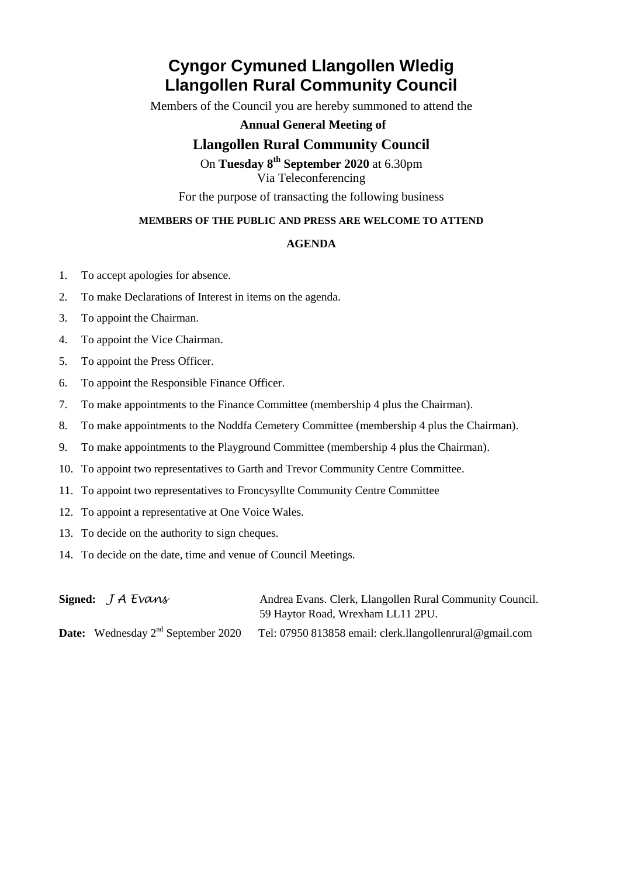# Cyngor Cymuned Llangollen Wledig
# Llangollen Rural Community Council

Members of the Council you are hereby summoned to attend the

**Annual General Meeting of**

## Llangollen Rural Community Council

On **Tuesday 8th September 2020** at 6.30pm
Via Teleconferencing

For the purpose of transacting the following business

**MEMBERS OF THE PUBLIC AND PRESS ARE WELCOME TO ATTEND**

**AGENDA**

1. To accept apologies for absence.
2. To make Declarations of Interest in items on the agenda.
3. To appoint the Chairman.
4. To appoint the Vice Chairman.
5. To appoint the Press Officer.
6. To appoint the Responsible Finance Officer.
7. To make appointments to the Finance Committee (membership 4 plus the Chairman).
8. To make appointments to the Noddfa Cemetery Committee (membership 4 plus the Chairman).
9. To make appointments to the Playground Committee (membership 4 plus the Chairman).
10. To appoint two representatives to Garth and Trevor Community Centre Committee.
11. To appoint two representatives to Froncysyllte Community Centre Committee
12. To appoint a representative at One Voice Wales.
13. To decide on the authority to sign cheques.
14. To decide on the date, time and venue of Council Meetings.

**Signed:** *J A Evans*

Andrea Evans. Clerk, Llangollen Rural Community Council.
59 Haytor Road, Wrexham LL11 2PU.

**Date:** Wednesday 2nd September 2020

Tel: 07950 813858 email: clerk.llangollenrural@gmail.com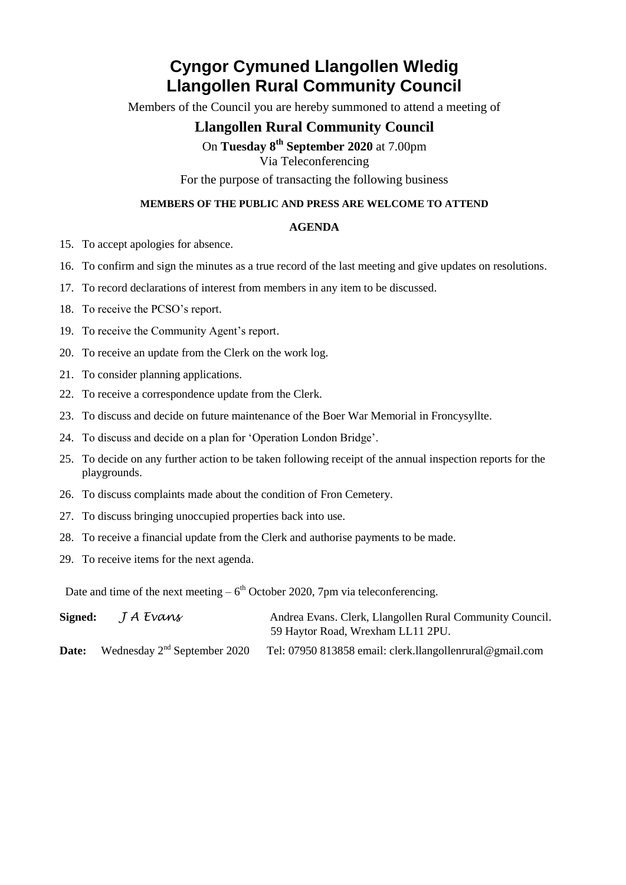# Cyngor Cymuned Llangollen Wledig
# Llangollen Rural Community Council

Members of the Council you are hereby summoned to attend a meeting of

## Llangollen Rural Community Council

On **Tuesday 8th September 2020** at 7.00pm

Via Teleconferencing

For the purpose of transacting the following business

**MEMBERS OF THE PUBLIC AND PRESS ARE WELCOME TO ATTEND**

**AGENDA**

15. To accept apologies for absence.
16. To confirm and sign the minutes as a true record of the last meeting and give updates on resolutions.
17. To record declarations of interest from members in any item to be discussed.
18. To receive the PCSO's report.
19. To receive the Community Agent's report.
20. To receive an update from the Clerk on the work log.
21. To consider planning applications.
22. To receive a correspondence update from the Clerk.
23. To discuss and decide on future maintenance of the Boer War Memorial in Froncysyllte.
24. To discuss and decide on a plan for 'Operation London Bridge'.
25. To decide on any further action to be taken following receipt of the annual inspection reports for the playgrounds.
26. To discuss complaints made about the condition of Fron Cemetery.
27. To discuss bringing unoccupied properties back into use.
28. To receive a financial update from the Clerk and authorise payments to be made.
29. To receive items for the next agenda.

Date and time of the next meeting – 6th October 2020, 7pm via teleconferencing.

**Signed:** *J A Evans*    Andrea Evans. Clerk, Llangollen Rural Community Council.
59 Haytor Road, Wrexham LL11 2PU.

**Date:** Wednesday 2nd September 2020    Tel: 07950 813858 email: clerk.llangollenrural@gmail.com